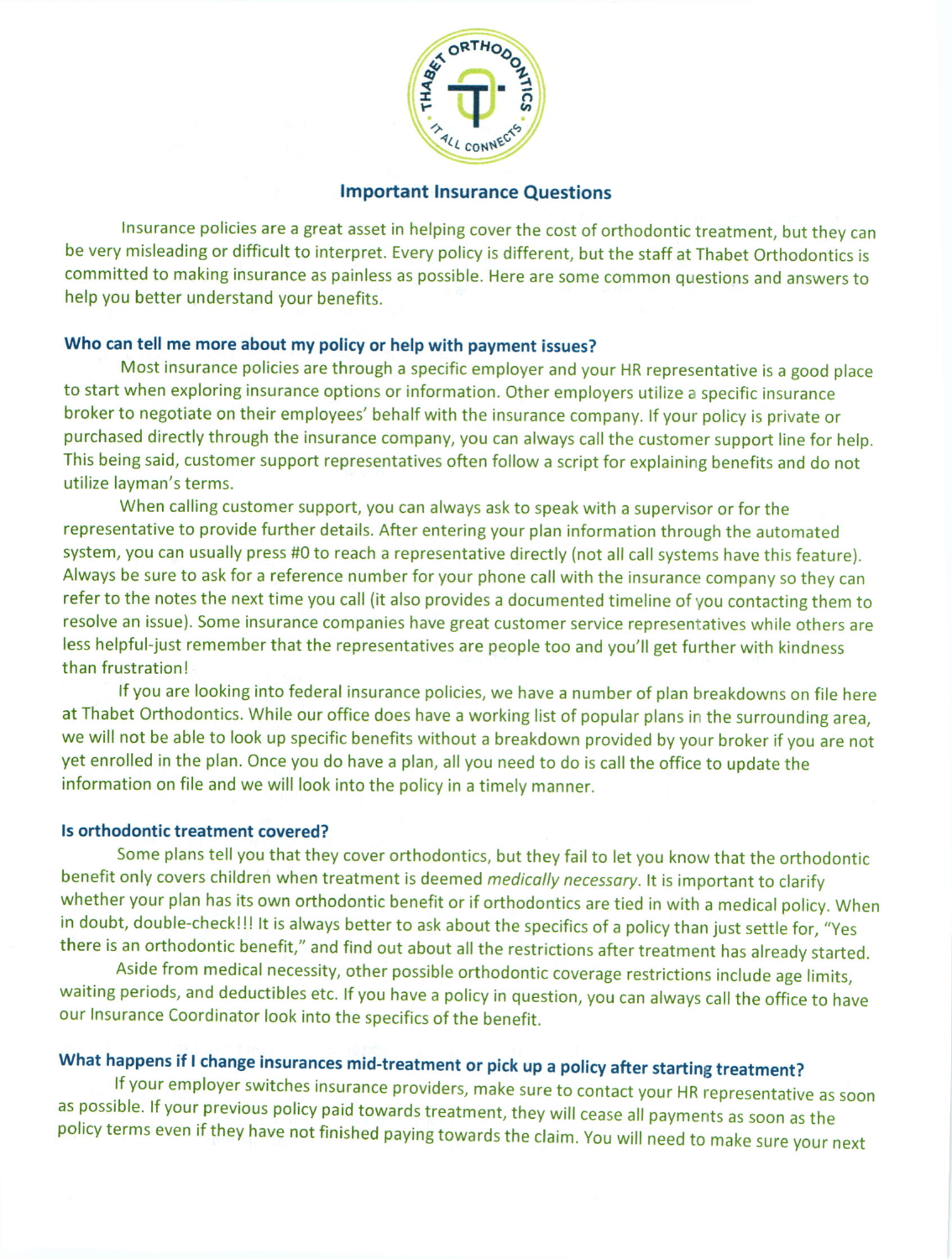# Important Insurance Questions

Insurance policies are a great asset in helping cover the cost of orthodontic treatment, but they can be very misleading or difficult to interpret. Every policy is different, but the staff at Thabet Orthodontics is committed to making insurance as painless as possible. Here are some common questions and answers to help you better understand your benefits.

## Who can tell me more about my policy or help with payment issues?

Most insurance policies are through a specific employer and your HR representative is a good place to start when exploring insurance options or information. Other employers utilize a specific insurance broker to negotiate on their employees' behalf with the insurance company. If your policy is private or purchased directly through the insurance company, you can always call the customer support line for help. This being said, customer support representatives often follow a script for explaining benefits and do not utilize layman's terms.

When calling customer support, you can always ask to speak with a supervisor or for the representative to provide further details. After entering your plan information through the automated system, you can usually press #0 to reach a representative directly (not all call systems have this feature). Always be sure to ask for a reference number for your phone call with the insurance company so they can refer to the notes the next time you call (it also provides a documented timeline of you contacting them to resolve an issue). Some insurance companies have great customer service representatives while others are less helpful-just remember that the representatives are people too and you'll get further with kindness than frustration!

If you are looking into federal insurance policies, we have a number of plan breakdowns on file here at Thabet Orthodontics. While our office does have a working list of popular plans in the surrounding area, we will not be able to look up specific benefits without a breakdown provided by your broker if you are not yet enrolled in the plan. Once you do have a plan, all you need to do is call the office to update the information on file and we will look into the policy in a timely manner.

## Is orthodontic treatment covered?

Some plans tell you that they cover orthodontics, but they fail to let you know that the orthodontic benefit only covers children when treatment is deemed *medically necessary*. It is important to clarify whether your plan has its own orthodontic benefit or if orthodontics are tied in with a medical policy. When in doubt, double-check!!! It is always better to ask about the specifics of a policy than just settle for, "Yes there is an orthodontic benefit," and find out about all the restrictions after treatment has already started.

Aside from medical necessity, other possible orthodontic coverage restrictions include age limits, waiting periods, and deductibles etc. If you have a policy in question, you can always call the office to have our Insurance Coordinator look into the specifics of the benefit.

## What happens if I change insurances mid-treatment or pick up a policy after starting treatment?

If your employer switches insurance providers, make sure to contact your HR representative as soon as possible. If your previous policy paid towards treatment, they will cease all payments as soon as the policy terms even if they have not finished paying towards the claim. You will need to make sure your next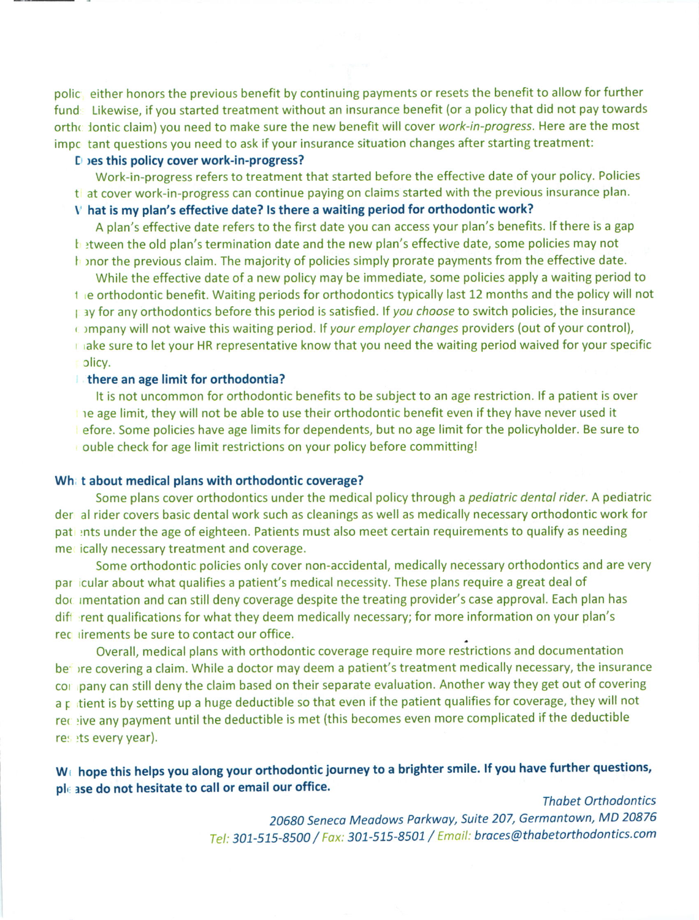policy either honors the previous benefit by continuing payments or resets the benefit to allow for further funds. Likewise, if you started treatment without an insurance benefit (or a policy that did not pay towards orthodontic claim) you need to make sure the new benefit will cover *work-in-progress*. Here are the most important questions you need to ask if your insurance situation changes after starting treatment:

**Does this policy cover work-in-progress?**

Work-in-progress refers to treatment that started before the effective date of your policy. Policies that cover work-in-progress can continue paying on claims started with the previous insurance plan.

**What is my plan's effective date? Is there a waiting period for orthodontic work?**

A plan's effective date refers to the first date you can access your plan's benefits. If there is a gap between the old plan's termination date and the new plan's effective date, some policies may not honor the previous claim. The majority of policies simply prorate payments from the effective date.

While the effective date of a new policy may be immediate, some policies apply a waiting period to the orthodontic benefit. Waiting periods for orthodontics typically last 12 months and the policy will not pay for any orthodontics before this period is satisfied. If *you choose* to switch policies, the insurance company will not waive this waiting period. If *your employer changes* providers (out of your control), make sure to let your HR representative know that you need the waiting period waived for your specific policy.

**Is there an age limit for orthodontia?**

It is not uncommon for orthodontic benefits to be subject to an age restriction. If a patient is over the age limit, they will not be able to use their orthodontic benefit even if they have never used it before. Some policies have age limits for dependents, but no age limit for the policyholder. Be sure to double check for age limit restrictions on your policy before committing!

**What about medical plans with orthodontic coverage?**

Some plans cover orthodontics under the medical policy through a *pediatric dental rider*. A pediatric dental rider covers basic dental work such as cleanings as well as medically necessary orthodontic work for patients under the age of eighteen. Patients must also meet certain requirements to qualify as needing medically necessary treatment and coverage.

Some orthodontic policies only cover non-accidental, medically necessary orthodontics and are very particular about what qualifies a patient's medical necessity. These plans require a great deal of documentation and can still deny coverage despite the treating provider's case approval. Each plan has different qualifications for what they deem medically necessary; for more information on your plan's requirements be sure to contact our office.

Overall, medical plans with orthodontic coverage require more restrictions and documentation before covering a claim. While a doctor may deem a patient's treatment medically necessary, the insurance company can still deny the claim based on their separate evaluation. Another way they get out of covering a patient is by setting up a huge deductible so that even if the patient qualifies for coverage, they will not receive any payment until the deductible is met (this becomes even more complicated if the deductible resets every year).

**We hope this helps you along your orthodontic journey to a brighter smile. If you have further questions, please do not hesitate to call or email our office.**

*Thabet Orthodontics*

*20680 Seneca Meadows Parkway, Suite 207, Germantown, MD 20876*

*Tel: 301-515-8500 / Fax: 301-515-8501 / Email: braces@thabetorthodontics.com*